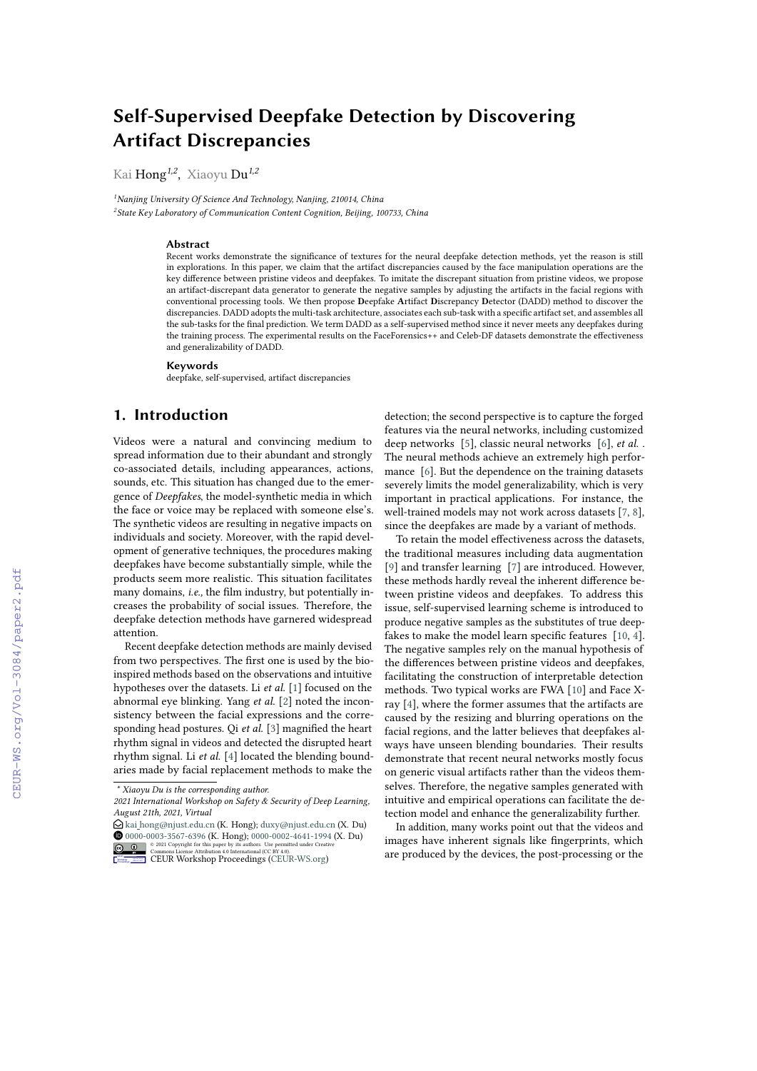# Self-Supervised Deepfake Detection by Discovering Artifact Discrepancies

Kai Hong[1,2], Xiaoyu Du[1,2]

[1]Nanjing University Of Science And Technology, Nanjing, 210014, China
[2]State Key Laboratory of Communication Content Cognition, Beijing, 100733, China

## Abstract

Recent works demonstrate the significance of textures for the neural deepfake detection methods, yet the reason is still in explorations. In this paper, we claim that the artifact discrepancies caused by the face manipulation operations are the key difference between pristine videos and deepfakes. To imitate the discrepant situation from pristine videos, we propose an artifact-discrepant data generator to generate the negative samples by adjusting the artifacts in the facial regions with conventional processing tools. We then propose **D**eepfake **A**rtifact **D**iscrepancy **D**etector (DADD) method to discover the discrepancies. DADD adopts the multi-task architecture, associates each sub-task with a specific artifact set, and assembles all the sub-tasks for the final prediction. We term DADD as a self-supervised method since it never meets any deepfakes during the training process. The experimental results on the FaceForensics++ and Celeb-DF datasets demonstrate the effectiveness and generalizability of DADD.

### Keywords

deepfake, self-supervised, artifact discrepancies

## 1. Introduction

Videos were a natural and convincing medium to spread information due to their abundant and strongly co-associated details, including appearances, actions, sounds, etc. This situation has changed due to the emergence of *Deepfakes*, the model-synthetic media in which the face or voice may be replaced with someone else's. The synthetic videos are resulting in negative impacts on individuals and society. Moreover, with the rapid development of generative techniques, the procedures making deepfakes have become substantially simple, while the products seem more realistic. This situation facilitates many domains, *i.e.,* the film industry, but potentially increases the probability of social issues. Therefore, the deepfake detection methods have garnered widespread attention.

Recent deepfake detection methods are mainly devised from two perspectives. The first one is used by the bio-inspired methods based on the observations and intuitive hypotheses over the datasets. Li *et al.* [1] focused on the abnormal eye blinking. Yang *et al.* [2] noted the inconsistency between the facial expressions and the corresponding head postures. Qi *et al.* [3] magnified the heart rhythm signal in videos and detected the disrupted heart rhythm signal. Li *et al.* [4] located the blending boundaries made by facial replacement methods to make the detection; the second perspective is to capture the forged features via the neural networks, including customized deep networks [5], classic neural networks [6], *et al.* . The neural methods achieve an extremely high performance [6]. But the dependence on the training datasets severely limits the model generalizability, which is very important in practical applications. For instance, the well-trained models may not work across datasets [7, 8], since the deepfakes are made by a variant of methods.

To retain the model effectiveness across the datasets, the traditional measures including data augmentation [9] and transfer learning [7] are introduced. However, these methods hardly reveal the inherent difference between pristine videos and deepfakes. To address this issue, self-supervised learning scheme is introduced to produce negative samples as the substitutes of true deepfakes to make the model learn specific features [10, 4]. The negative samples rely on the manual hypothesis of the differences between pristine videos and deepfakes, facilitating the construction of interpretable detection methods. Two typical works are FWA [10] and Face X-ray [4], where the former assumes that the artifacts are caused by the resizing and blurring operations on the facial regions, and the latter believes that deepfakes always have unseen blending boundaries. Their results demonstrate that recent neural networks mostly focus on generic visual artifacts rather than the videos themselves. Therefore, the negative samples generated with intuitive and empirical operations can facilitate the detection model and enhance the generalizability further.

In addition, many works point out that the videos and images have inherent signals like fingerprints, which are produced by the devices, the post-processing or the

---

* Xiaoyu Du is the corresponding author.
2021 International Workshop on Safety & Security of Deep Learning, August 21th, 2021, Virtual
kai_hong@njust.edu.cn (K. Hong); duxy@njust.edu.cn (X. Du)
0000-0003-3567-6396 (K. Hong); 0000-0002-4641-1994 (X. Du)
© 2021 Copyright for this paper by its authors. Use permitted under Creative Commons License Attribution 4.0 International (CC BY 4.0).
CEUR Workshop Proceedings (CEUR-WS.org)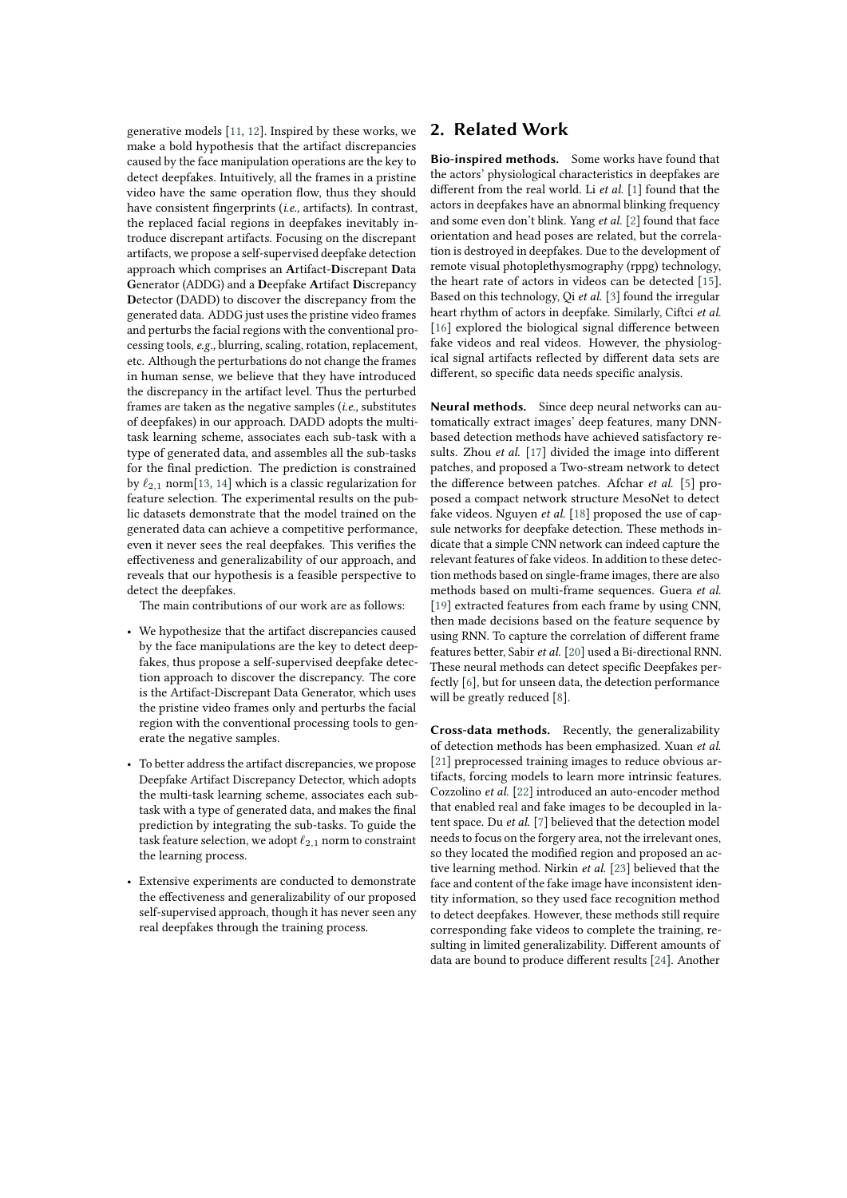generative models [11, 12]. Inspired by these works, we make a bold hypothesis that the artifact discrepancies caused by the face manipulation operations are the key to detect deepfakes. Intuitively, all the frames in a pristine video have the same operation flow, thus they should have consistent fingerprints (*i.e.,* artifacts). In contrast, the replaced facial regions in deepfakes inevitably introduce discrepant artifacts. Focusing on the discrepant artifacts, we propose a self-supervised deepfake detection approach which comprises an **A**rtifact-**D**iscrepant **D**ata **G**enerator (ADDG) and a **D**eepfake **A**rtifact **D**iscrepancy **D**etector (DADD) to discover the discrepancy from the generated data. ADDG just uses the pristine video frames and perturbs the facial regions with the conventional processing tools, *e.g.,* blurring, scaling, rotation, replacement, etc. Although the perturbations do not change the frames in human sense, we believe that they have introduced the discrepancy in the artifact level. Thus the perturbed frames are taken as the negative samples (*i.e.,* substitutes of deepfakes) in our approach. DADD adopts the multi-task learning scheme, associates each sub-task with a type of generated data, and assembles all the sub-tasks for the final prediction. The prediction is constrained by $\ell_{2,1}$ norm[13, 14] which is a classic regularization for feature selection. The experimental results on the public datasets demonstrate that the model trained on the generated data can achieve a competitive performance, even it never sees the real deepfakes. This verifies the effectiveness and generalizability of our approach, and reveals that our hypothesis is a feasible perspective to detect the deepfakes.

The main contributions of our work are as follows:

- We hypothesize that the artifact discrepancies caused by the face manipulations are the key to detect deepfakes, thus propose a self-supervised deepfake detection approach to discover the discrepancy. The core is the Artifact-Discrepant Data Generator, which uses the pristine video frames only and perturbs the facial region with the conventional processing tools to generate the negative samples.
- To better address the artifact discrepancies, we propose Deepfake Artifact Discrepancy Detector, which adopts the multi-task learning scheme, associates each subtask with a type of generated data, and makes the final prediction by integrating the sub-tasks. To guide the task feature selection, we adopt $\ell_{2,1}$ norm to constraint the learning process.
- Extensive experiments are conducted to demonstrate the effectiveness and generalizability of our proposed self-supervised approach, though it has never seen any real deepfakes through the training process.

## 2. Related Work

**Bio-inspired methods.** Some works have found that the actors' physiological characteristics in deepfakes are different from the real world. Li *et al.* [1] found that the actors in deepfakes have an abnormal blinking frequency and some even don't blink. Yang *et al.* [2] found that face orientation and head poses are related, but the correlation is destroyed in deepfakes. Due to the development of remote visual photoplethysmography (rppg) technology, the heart rate of actors in videos can be detected [15]. Based on this technology, Qi *et al.* [3] found the irregular heart rhythm of actors in deepfake. Similarly, Ciftci *et al.* [16] explored the biological signal difference between fake videos and real videos. However, the physiological signal artifacts reflected by different data sets are different, so specific data needs specific analysis.

**Neural methods.** Since deep neural networks can automatically extract images' deep features, many DNN-based detection methods have achieved satisfactory results. Zhou *et al.* [17] divided the image into different patches, and proposed a Two-stream network to detect the difference between patches. Afchar *et al.* [5] proposed a compact network structure MesoNet to detect fake videos. Nguyen *et al.* [18] proposed the use of capsule networks for deepfake detection. These methods indicate that a simple CNN network can indeed capture the relevant features of fake videos. In addition to these detection methods based on single-frame images, there are also methods based on multi-frame sequences. Guera *et al.* [19] extracted features from each frame by using CNN, then made decisions based on the feature sequence by using RNN. To capture the correlation of different frame features better, Sabir *et al.* [20] used a Bi-directional RNN. These neural methods can detect specific Deepfakes perfectly [6], but for unseen data, the detection performance will be greatly reduced [8].

**Cross-data methods.** Recently, the generalizability of detection methods has been emphasized. Xuan *et al.* [21] preprocessed training images to reduce obvious artifacts, forcing models to learn more intrinsic features. Cozzolino *et al.* [22] introduced an auto-encoder method that enabled real and fake images to be decoupled in latent space. Du *et al.* [7] believed that the detection model needs to focus on the forgery area, not the irrelevant ones, so they located the modified region and proposed an active learning method. Nirkin *et al.* [23] believed that the face and content of the fake image have inconsistent identity information, so they used face recognition method to detect deepfakes. However, these methods still require corresponding fake videos to complete the training, resulting in limited generalizability. Different amounts of data are bound to produce different results [24]. Another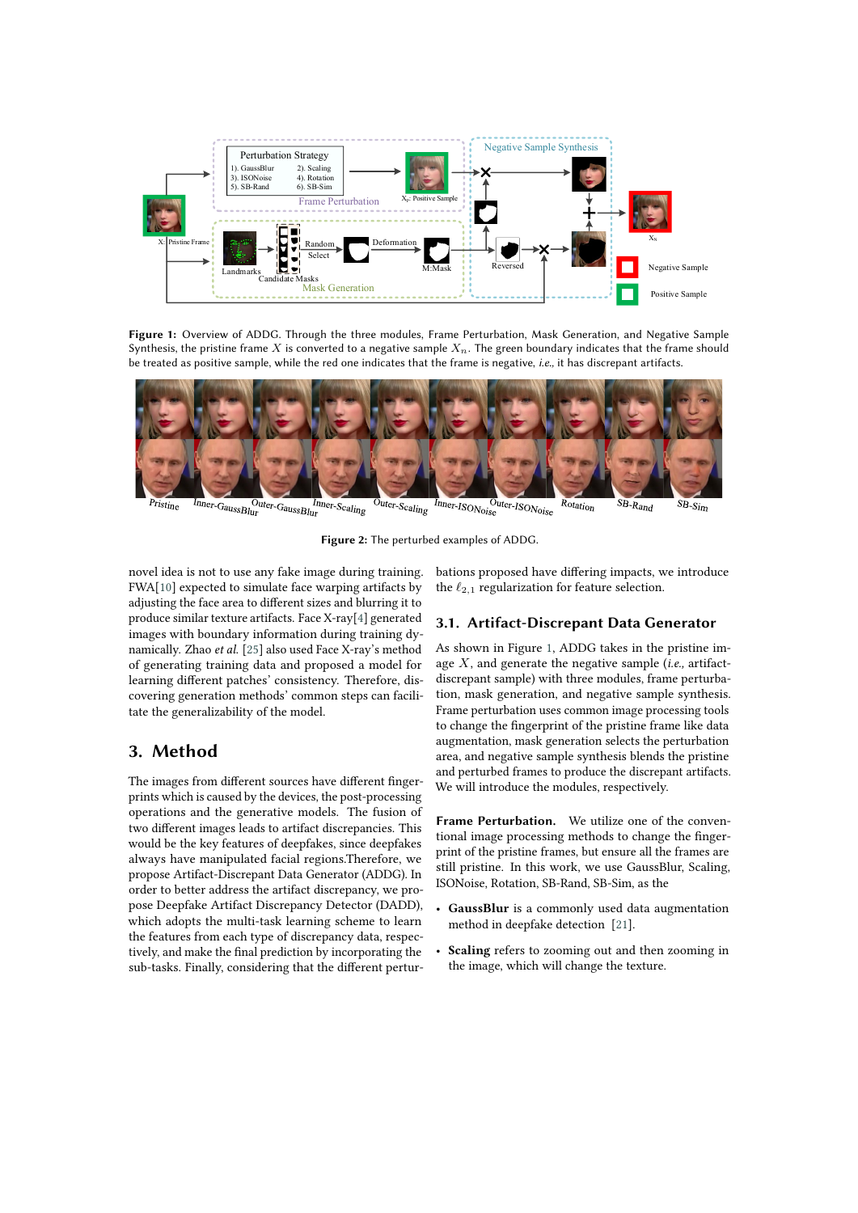**Figure 1:** Overview of ADDG. Through the three modules, Frame Perturbation, Mask Generation, and Negative Sample Synthesis, the pristine frame $X$ is converted to a negative sample $X_n$. The green boundary indicates that the frame should be treated as positive sample, while the red one indicates that the frame is negative, *i.e.,* it has discrepant artifacts.

**Figure 2:** The perturbed examples of ADDG.

novel idea is not to use any fake image during training. FWA[10] expected to simulate face warping artifacts by adjusting the face area to different sizes and blurring it to produce similar texture artifacts. Face X-ray[4] generated images with boundary information during training dynamically. Zhao *et al.* [25] also used Face X-ray's method of generating training data and proposed a model for learning different patches' consistency. Therefore, discovering generation methods' common steps can facilitate the generalizability of the model.

## 3. Method

The images from different sources have different fingerprints which is caused by the devices, the post-processing operations and the generative models. The fusion of two different images leads to artifact discrepancies. This would be the key features of deepfakes, since deepfakes always have manipulated facial regions.Therefore, we propose Artifact-Discrepant Data Generator (ADDG). In order to better address the artifact discrepancy, we propose Deepfake Artifact Discrepancy Detector (DADD), which adopts the multi-task learning scheme to learn the features from each type of discrepancy data, respectively, and make the final prediction by incorporating the sub-tasks. Finally, considering that the different perturbations proposed have differing impacts, we introduce the $\ell_{2,1}$ regularization for feature selection.

### 3.1. Artifact-Discrepant Data Generator

As shown in Figure 1, ADDG takes in the pristine image $X$, and generate the negative sample (*i.e.,* artifact-discrepant sample) with three modules, frame perturbation, mask generation, and negative sample synthesis. Frame perturbation uses common image processing tools to change the fingerprint of the pristine frame like data augmentation, mask generation selects the perturbation area, and negative sample synthesis blends the pristine and perturbed frames to produce the discrepant artifacts. We will introduce the modules, respectively.

**Frame Perturbation.** We utilize one of the conventional image processing methods to change the fingerprint of the pristine frames, but ensure all the frames are still pristine. In this work, we use GaussBlur, Scaling, ISONoise, Rotation, SB-Rand, SB-Sim, as the

- **GaussBlur** is a commonly used data augmentation method in deepfake detection [21].
- **Scaling** refers to zooming out and then zooming in the image, which will change the texture.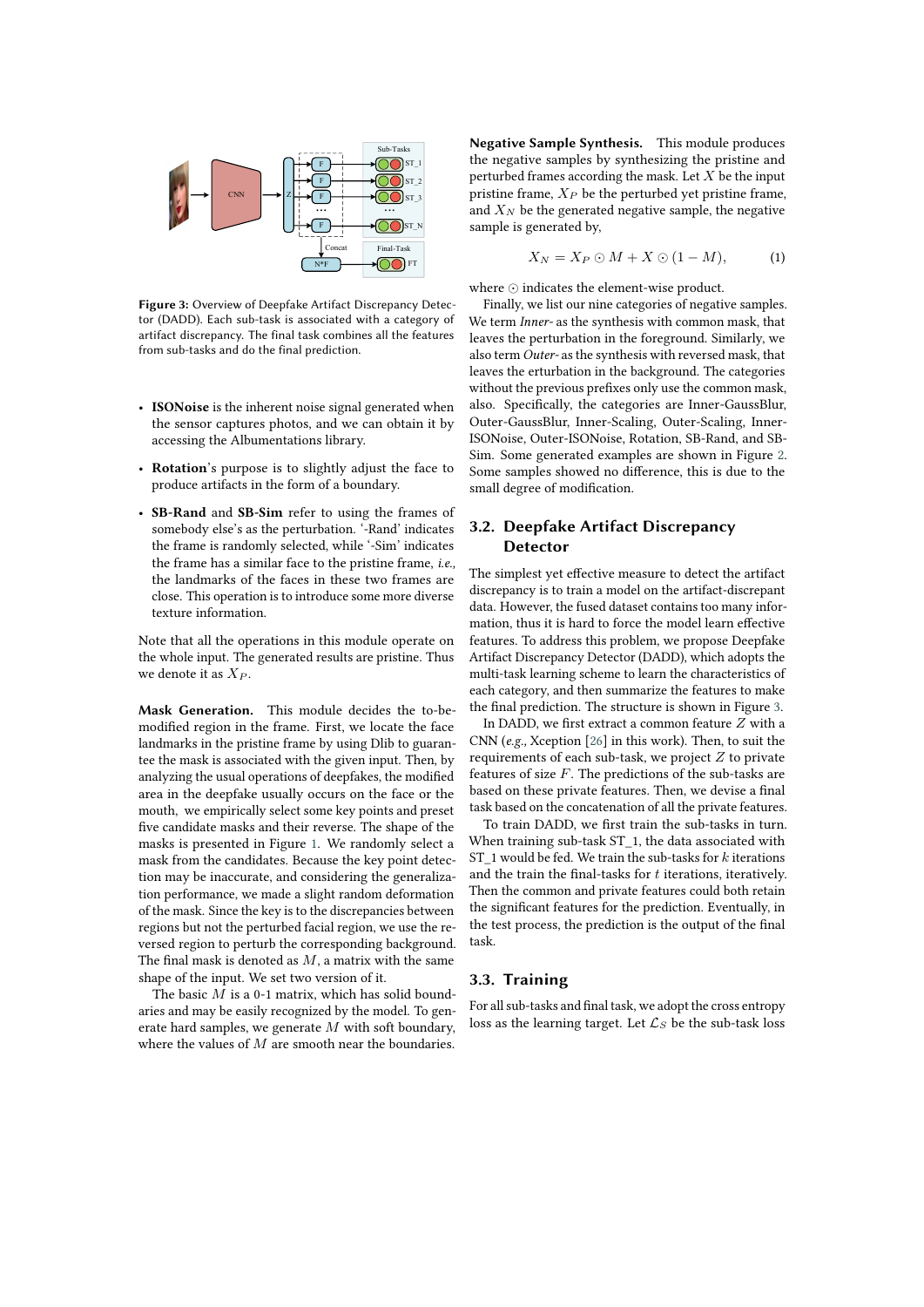**Figure 3:** Overview of Deepfake Artifact Discrepancy Detector (DADD). Each sub-task is associated with a category of artifact discrepancy. The final task combines all the features from sub-tasks and do the final prediction.

- **ISONoise** is the inherent noise signal generated when the sensor captures photos, and we can obtain it by accessing the Albumentations library.
- **Rotation**'s purpose is to slightly adjust the face to produce artifacts in the form of a boundary.
- **SB-Rand** and **SB-Sim** refer to using the frames of somebody else's as the perturbation. '-Rand' indicates the frame is randomly selected, while '-Sim' indicates the frame has a similar face to the pristine frame, *i.e.,* the landmarks of the faces in these two frames are close. This operation is to introduce some more diverse texture information.

Note that all the operations in this module operate on the whole input. The generated results are pristine. Thus we denote it as $X_P$.

**Mask Generation.** This module decides the to-be-modified region in the frame. First, we locate the face landmarks in the pristine frame by using Dlib to guarantee the mask is associated with the given input. Then, by analyzing the usual operations of deepfakes, the modified area in the deepfake usually occurs on the face or the mouth, we empirically select some key points and preset five candidate masks and their reverse. The shape of the masks is presented in Figure 1. We randomly select a mask from the candidates. Because the key point detection may be inaccurate, and considering the generalization performance, we made a slight random deformation of the mask. Since the key is to the discrepancies between regions but not the perturbed facial region, we use the reversed region to perturb the corresponding background. The final mask is denoted as $M$, a matrix with the same shape of the input. We set two version of it.

The basic $M$ is a 0-1 matrix, which has solid boundaries and may be easily recognized by the model. To generate hard samples, we generate $M$ with soft boundary, where the values of $M$ are smooth near the boundaries.

**Negative Sample Synthesis.** This module produces the negative samples by synthesizing the pristine and perturbed frames according the mask. Let $X$ be the input pristine frame, $X_P$ be the perturbed yet pristine frame, and $X_N$ be the generated negative sample, the negative sample is generated by,

$$X_N = X_P \odot M + X \odot (1 - M), \tag{1}$$

where $\odot$ indicates the element-wise product.

Finally, we list our nine categories of negative samples. We term *Inner-* as the synthesis with common mask, that leaves the perturbation in the foreground. Similarly, we also term *Outer-* as the synthesis with reversed mask, that leaves the perturbation in the background. The categories without the previous prefixes only use the common mask, also. Specifically, the categories are Inner-GaussBlur, Outer-GaussBlur, Inner-Scaling, Outer-Scaling, Inner-ISONoise, Outer-ISONoise, Rotation, SB-Rand, and SB-Sim. Some generated examples are shown in Figure 2. Some samples showed no difference, this is due to the small degree of modification.

## 3.2. Deepfake Artifact Discrepancy Detector

The simplest yet effective measure to detect the artifact discrepancy is to train a model on the artifact-discrepant data. However, the fused dataset contains too many information, thus it is hard to force the model learn effective features. To address this problem, we propose Deepfake Artifact Discrepancy Detector (DADD), which adopts the multi-task learning scheme to learn the characteristics of each category, and then summarize the features to make the final prediction. The structure is shown in Figure 3.

In DADD, we first extract a common feature $Z$ with a CNN (*e.g.,* Xception [26] in this work). Then, to suit the requirements of each sub-task, we project $Z$ to private features of size $F$. The predictions of the sub-tasks are based on these private features. Then, we devise a final task based on the concatenation of all the private features.

To train DADD, we first train the sub-tasks in turn. When training sub-task ST_1, the data associated with ST_1 would be fed. We train the sub-tasks for $k$ iterations and the train the final-tasks for $t$ iterations, iteratively. Then the common and private features could both retain the significant features for the prediction. Eventually, in the test process, the prediction is the output of the final task.

## 3.3. Training

For all sub-tasks and final task, we adopt the cross entropy loss as the learning target. Let $\mathcal{L}_S$ be the sub-task loss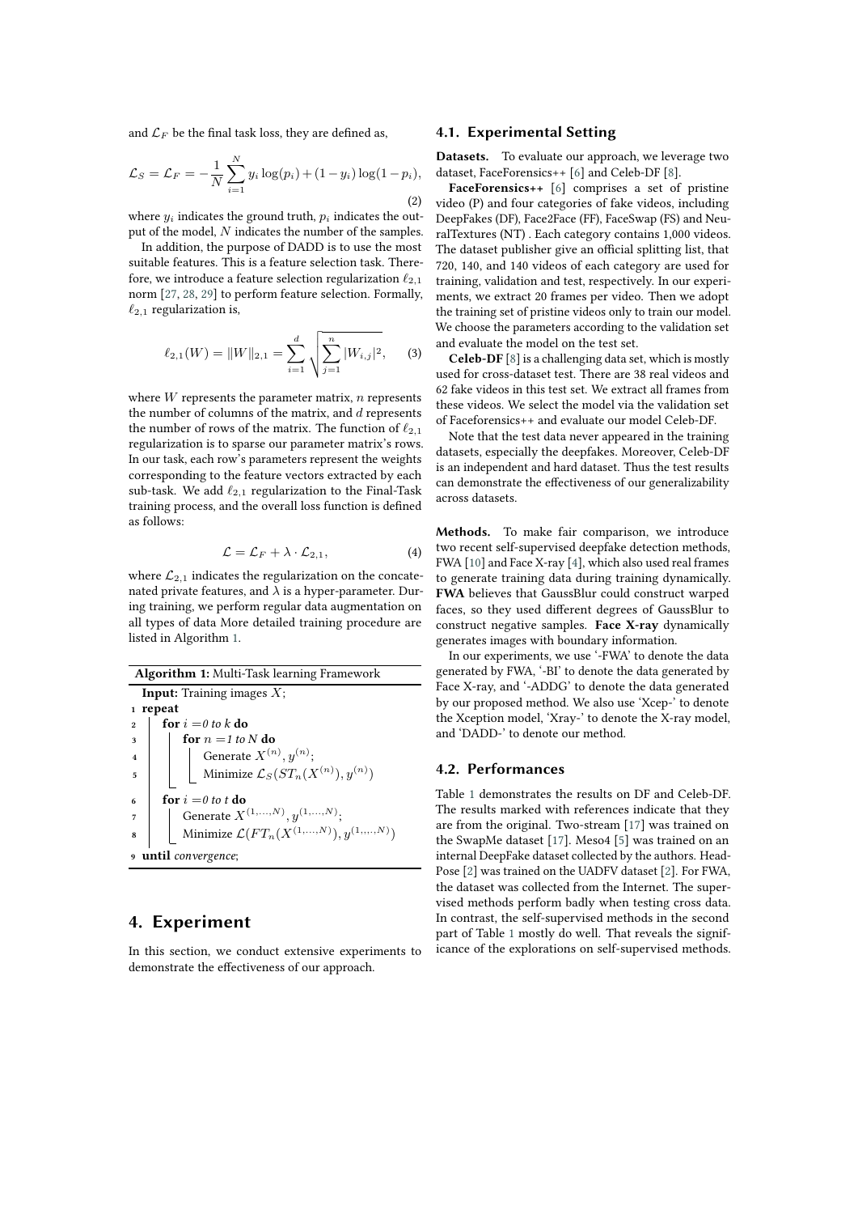and $\mathcal{L}_F$ be the final task loss, they are defined as,

$$\mathcal{L}_S = \mathcal{L}_F = -\frac{1}{N}\sum_{i=1}^{N} y_i \log(p_i) + (1-y_i)\log(1-p_i), \quad (2)$$

where $y_i$ indicates the ground truth, $p_i$ indicates the output of the model, $N$ indicates the number of the samples.

In addition, the purpose of DADD is to use the most suitable features. This is a feature selection task. Therefore, we introduce a feature selection regularization $\ell_{2,1}$ norm [27, 28, 29] to perform feature selection. Formally, $\ell_{2,1}$ regularization is,

$$\ell_{2,1}(W) = \|W\|_{2,1} = \sum_{i=1}^{d} \sqrt{\sum_{j=1}^{n} |W_{i,j}|^2}, \quad (3)$$

where $W$ represents the parameter matrix, $n$ represents the number of columns of the matrix, and $d$ represents the number of rows of the matrix. The function of $\ell_{2,1}$ regularization is to sparse our parameter matrix's rows. In our task, each row's parameters represent the weights corresponding to the feature vectors extracted by each sub-task. We add $\ell_{2,1}$ regularization to the Final-Task training process, and the overall loss function is defined as follows:

$$\mathcal{L} = \mathcal{L}_F + \lambda \cdot \mathcal{L}_{2,1}, \quad (4)$$

where $\mathcal{L}_{2,1}$ indicates the regularization on the concatenated private features, and $\lambda$ is a hyper-parameter. During training, we perform regular data augmentation on all types of data More detailed training procedure are listed in Algorithm 1.

**Algorithm 1:** Multi-Task learning Framework

```
  Input: Training images X;
1 repeat
2   for i = 0 to k do
3     for n = 1 to N do
4       Generate X^(n), y^(n);
5       Minimize L_S(ST_n(X^(n)), y^(n))
6   for i = 0 to t do
7     Generate X^(1,...,N), y^(1,...,N);
8     Minimize L(FT_n(X^(1,...,N)), y^(1,...,N))
9 until convergence;
```

# 4. Experiment

In this section, we conduct extensive experiments to demonstrate the effectiveness of our approach.

## 4.1. Experimental Setting

**Datasets.** To evaluate our approach, we leverage two dataset, FaceForensics++ [6] and Celeb-DF [8].

**FaceForensics++** [6] comprises a set of pristine video (P) and four categories of fake videos, including DeepFakes (DF), Face2Face (FF), FaceSwap (FS) and NeuralTextures (NT) . Each category contains 1,000 videos. The dataset publisher give an official splitting list, that 720, 140, and 140 videos of each category are used for training, validation and test, respectively. In our experiments, we extract 20 frames per video. Then we adopt the training set of pristine videos only to train our model. We choose the parameters according to the validation set and evaluate the model on the test set.

**Celeb-DF** [8] is a challenging data set, which is mostly used for cross-dataset test. There are 38 real videos and 62 fake videos in this test set. We extract all frames from these videos. We select the model via the validation set of Faceforensics++ and evaluate our model Celeb-DF.

Note that the test data never appeared in the training datasets, especially the deepfakes. Moreover, Celeb-DF is an independent and hard dataset. Thus the test results can demonstrate the effectiveness of our generalizability across datasets.

**Methods.** To make fair comparison, we introduce two recent self-supervised deepfake detection methods, FWA [10] and Face X-ray [4], which also used real frames to generate training data during training dynamically. **FWA** believes that GaussBlur could construct warped faces, so they used different degrees of GaussBlur to construct negative samples. **Face X-ray** dynamically generates images with boundary information.

In our experiments, we use '-FWA' to denote the data generated by FWA, '-BI' to denote the data generated by Face X-ray, and '-ADDG' to denote the data generated by our proposed method. We also use 'Xcep-' to denote the Xception model, 'Xray-' to denote the X-ray model, and 'DADD-' to denote our method.

## 4.2. Performances

Table 1 demonstrates the results on DF and Celeb-DF. The results marked with references indicate that they are from the original. Two-stream [17] was trained on the SwapMe dataset [17]. Meso4 [5] was trained on an internal DeepFake dataset collected by the authors. HeadPose [2] was trained on the UADFV dataset [2]. For FWA, the dataset was collected from the Internet. The supervised methods perform badly when testing cross data. In contrast, the self-supervised methods in the second part of Table 1 mostly do well. That reveals the significance of the explorations on self-supervised methods.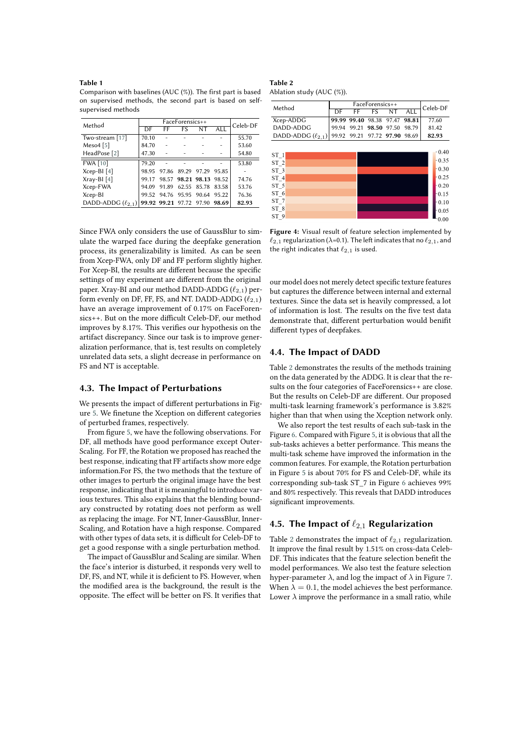**Table 1**

Comparison with baselines (AUC (%)). The first part is based on supervised methods, the second part is based on self-supervised methods

| Method | FaceForensics++ | | | | | Celeb-DF |
|---|---|---|---|---|---|---|
| | DF | FF | FS | NT | ALL | |
| Two-stream [17] | 70.10 | - | - | - | - | 55.70 |
| Meso4 [5] | 84.70 | - | - | - | - | 53.60 |
| HeadPose [2] | 47.30 | - | - | - | - | 54.80 |
| FWA [10] | 79.20 | - | - | - | - | 53.80 |
| Xcep-BI [4] | 98.95 | 97.86 | 89.29 | 97.29 | 95.85 | - |
| Xray-BI [4] | 99.17 | 98.57 | **98.21** | **98.13** | 98.52 | 74.76 |
| Xcep-FWA | 94.09 | 91.89 | 62.55 | 85.78 | 83.58 | 53.76 |
| Xcep-BI | 99.52 | 94.76 | 95.95 | 90.64 | 95.22 | 76.36 |
| DADD-ADDG ($\ell_{2,1}$) | **99.92** | **99.21** | 97.72 | 97.90 | **98.69** | **82.93** |

Since FWA only considers the use of GaussBlur to simulate the warped face during the deepfake generation process, its generalizability is limited. As can be seen from Xcep-FWA, only DF and FF perform slightly higher. For Xcep-BI, the results are different because the specific settings of my experiment are different from the original paper. Xray-BI and our method DADD-ADDG ($\ell_{2,1}$) perform evenly on DF, FF, FS, and NT. DADD-ADDG ($\ell_{2,1}$) have an average improvement of 0.17% on FaceForensics++. But on the more difficult Celeb-DF, our method improves by 8.17%. This verifies our hypothesis on the artifact discrepancy. Since our task is to improve generalization performance, that is, test results on completely unrelated data sets, a slight decrease in performance on FS and NT is acceptable.

### 4.3. The Impact of Perturbations

We presents the impact of different perturbations in Figure 5. We finetune the Xception on different categories of perturbed frames, respectively.

From figure 5, we have the following observations. For DF, all methods have good performance except Outer-Scaling. For FF, the Rotation we proposed has reached the best response, indicating that FF artifacts show more edge information.For FS, the two methods that the texture of other images to perturb the original image have the best response, indicating that it is meaningful to introduce various textures. This also explains that the blending boundary constructed by rotating does not perform as well as replacing the image. For NT, Inner-GaussBlur, Inner-Scaling, and Rotation have a high response. Compared with other types of data sets, it is difficult for Celeb-DF to get a good response with a single perturbation method.

The impact of GaussBlur and Scaling are similar. When the face's interior is disturbed, it responds very well to DF, FS, and NT, while it is deficient to FS. However, when the modified area is the background, the result is the opposite. The effect will be better on FS. It verifies that our model does not merely detect specific texture features but captures the difference between internal and external textures. Since the data set is heavily compressed, a lot of information is lost. The results on the five test data demonstrate that, different perturbation would benifit different types of deepfakes.

**Table 2**

Ablation study (AUC (%)).

| Method | FaceForensics++ | | | | | Celeb-DF |
|---|---|---|---|---|---|---|
| | DF | FF | FS | NT | ALL | |
| Xcep-ADDG | **99.99** | **99.40** | 98.38 | 97.47 | **98.81** | 77.60 |
| DADD-ADDG | 99.94 | 99.21 | **98.50** | 97.50 | 98.79 | 81.42 |
| DADD-ADDG ($\ell_{2,1}$) | 99.92 | 99.21 | 97.72 | **97.90** | 98.69 | **82.93** |

**Figure 4:** Visual result of feature selection implemented by $\ell_{2,1}$ regularization ($\lambda$=0.1). The left indicates that no $\ell_{2,1}$, and the right indicates that $\ell_{2,1}$ is used.

### 4.4. The Impact of DADD

Table 2 demonstrates the results of the methods training on the data generated by the ADDG. It is clear that the results on the four categories of FaceForensics++ are close. But the results on Celeb-DF are different. Our proposed multi-task learning framework's performance is 3.82% higher than that when using the Xception network only.

We also report the test results of each sub-task in the Figure 6. Compared with Figure 5, it is obvious that all the sub-tasks achieves a better performance. This means the multi-task scheme have improved the information in the common features. For example, the Rotation perturbation in Figure 5 is about 70% for FS and Celeb-DF, while its corresponding sub-task ST_7 in Figure 6 achieves 99% and 80% respectively. This reveals that DADD introduces significant improvements.

### 4.5. The Impact of $\ell_{2,1}$ Regularization

Table 2 demonstrates the impact of $\ell_{2,1}$ regularization. It improve the final result by 1.51% on cross-data Celeb-DF. This indicates that the feature selection benefit the model performances. We also test the feature selection hyper-parameter $\lambda$, and log the impact of $\lambda$ in Figure 7. When $\lambda = 0.1$, the model achieves the best performance. Lower $\lambda$ improve the performance in a small ratio, while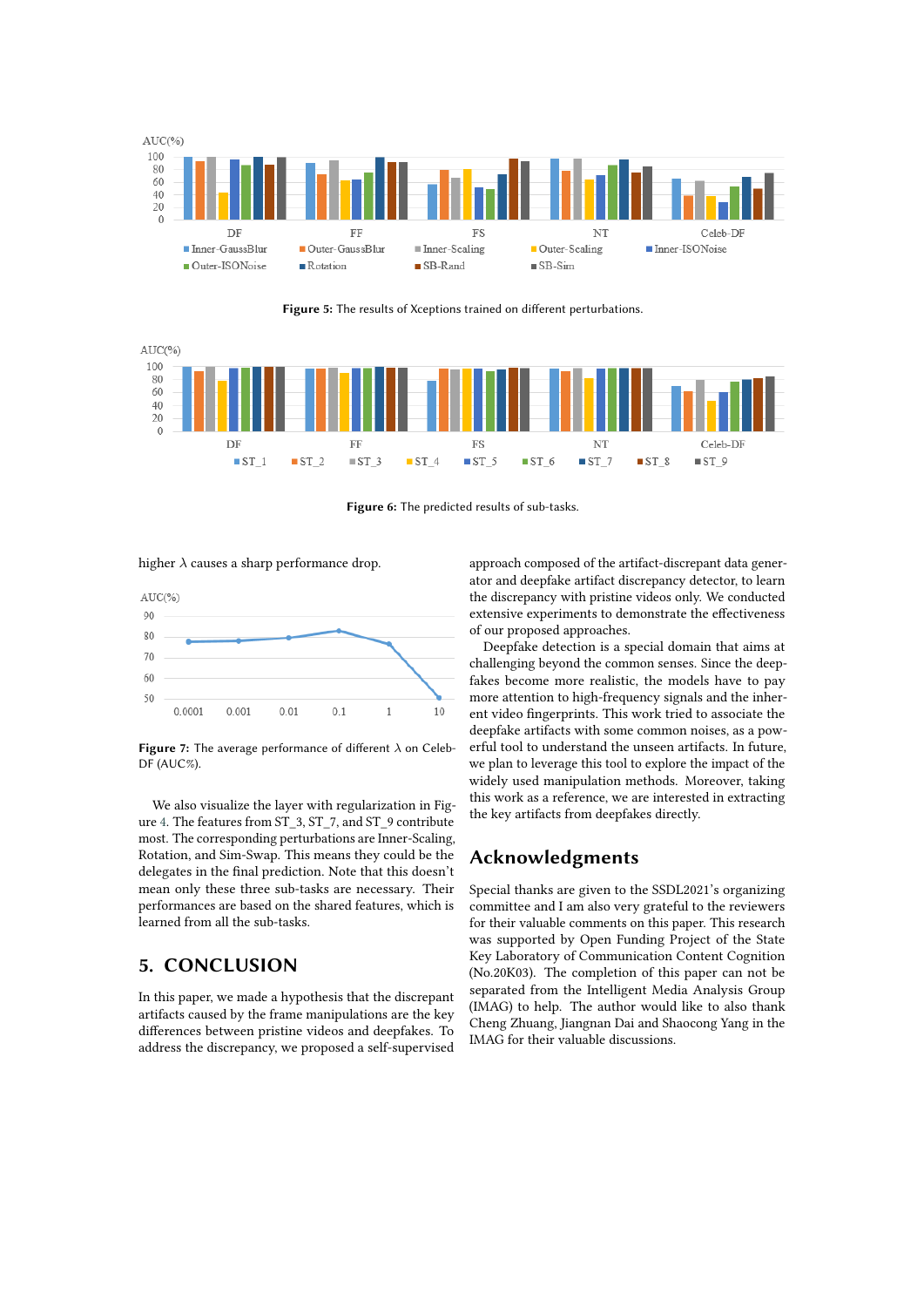Figure 5: The results of Xceptions trained on different perturbations.

Figure 6: The predicted results of sub-tasks.

higher $\lambda$ causes a sharp performance drop.

Figure 7: The average performance of different $\lambda$ on Celeb-DF (AUC%).

We also visualize the layer with regularization in Figure 4. The features from ST_3, ST_7, and ST_9 contribute most. The corresponding perturbations are Inner-Scaling, Rotation, and Sim-Swap. This means they could be the delegates in the final prediction. Note that this doesn't mean only these three sub-tasks are necessary. Their performances are based on the shared features, which is learned from all the sub-tasks.

## 5. CONCLUSION

In this paper, we made a hypothesis that the discrepant artifacts caused by the frame manipulations are the key differences between pristine videos and deepfakes. To address the discrepancy, we proposed a self-supervised approach composed of the artifact-discrepant data generator and deepfake artifact discrepancy detector, to learn the discrepancy with pristine videos only. We conducted extensive experiments to demonstrate the effectiveness of our proposed approaches.

Deepfake detection is a special domain that aims at challenging beyond the common senses. Since the deepfakes become more realistic, the models have to pay more attention to high-frequency signals and the inherent video fingerprints. This work tried to associate the deepfake artifacts with some common noises, as a powerful tool to understand the unseen artifacts. In future, we plan to leverage this tool to explore the impact of the widely used manipulation methods. Moreover, taking this work as a reference, we are interested in extracting the key artifacts from deepfakes directly.

## Acknowledgments

Special thanks are given to the SSDL2021's organizing committee and I am also very grateful to the reviewers for their valuable comments on this paper. This research was supported by Open Funding Project of the State Key Laboratory of Communication Content Cognition (No.20K03). The completion of this paper can not be separated from the Intelligent Media Analysis Group (IMAG) to help. The author would like to also thank Cheng Zhuang, Jiangnan Dai and Shaocong Yang in the IMAG for their valuable discussions.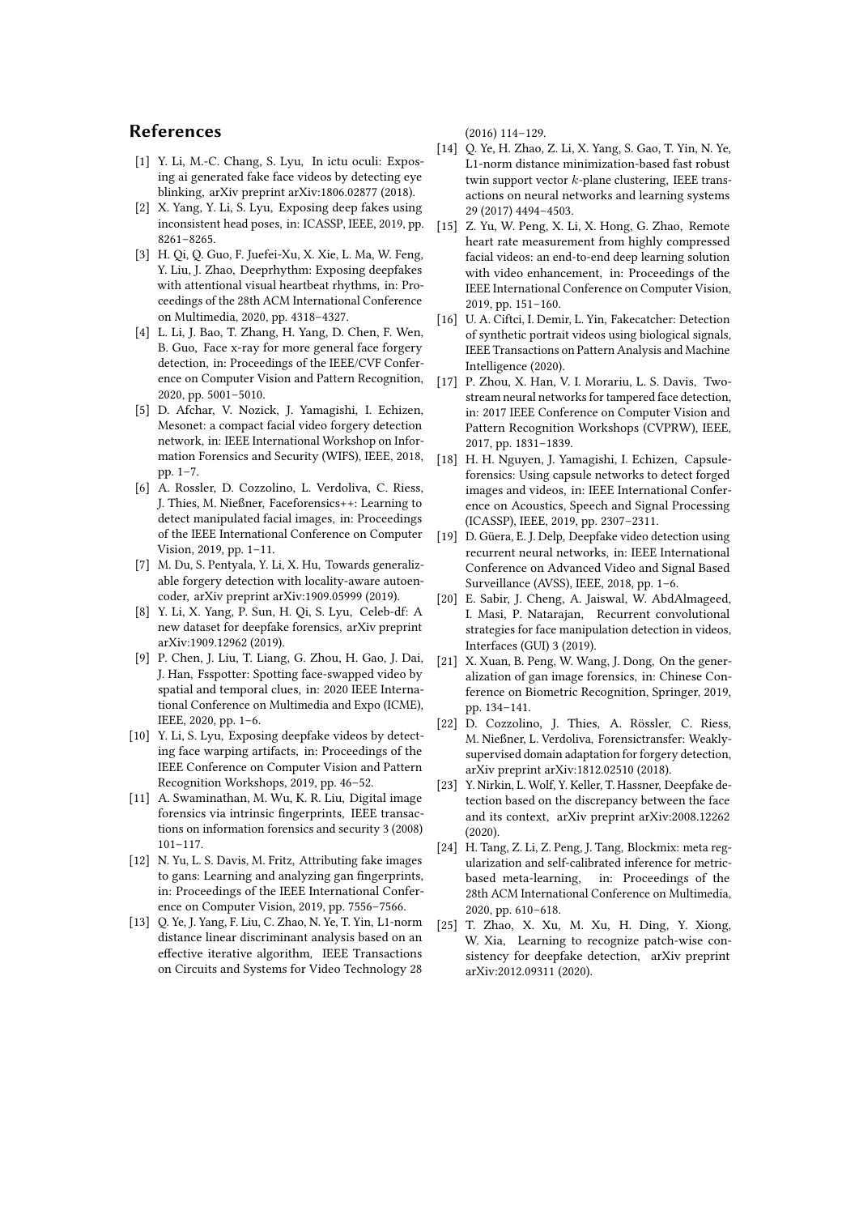## References

[1] Y. Li, M.-C. Chang, S. Lyu, In ictu oculi: Exposing ai generated fake face videos by detecting eye blinking, arXiv preprint arXiv:1806.02877 (2018).

[2] X. Yang, Y. Li, S. Lyu, Exposing deep fakes using inconsistent head poses, in: ICASSP, IEEE, 2019, pp. 8261–8265.

[3] H. Qi, Q. Guo, F. Juefei-Xu, X. Xie, L. Ma, W. Feng, Y. Liu, J. Zhao, Deeprhythm: Exposing deepfakes with attentional visual heartbeat rhythms, in: Proceedings of the 28th ACM International Conference on Multimedia, 2020, pp. 4318–4327.

[4] L. Li, J. Bao, T. Zhang, H. Yang, D. Chen, F. Wen, B. Guo, Face x-ray for more general face forgery detection, in: Proceedings of the IEEE/CVF Conference on Computer Vision and Pattern Recognition, 2020, pp. 5001–5010.

[5] D. Afchar, V. Nozick, J. Yamagishi, I. Echizen, Mesonet: a compact facial video forgery detection network, in: IEEE International Workshop on Information Forensics and Security (WIFS), IEEE, 2018, pp. 1–7.

[6] A. Rossler, D. Cozzolino, L. Verdoliva, C. Riess, J. Thies, M. Nießner, Faceforensics++: Learning to detect manipulated facial images, in: Proceedings of the IEEE International Conference on Computer Vision, 2019, pp. 1–11.

[7] M. Du, S. Pentyala, Y. Li, X. Hu, Towards generalizable forgery detection with locality-aware autoencoder, arXiv preprint arXiv:1909.05999 (2019).

[8] Y. Li, X. Yang, P. Sun, H. Qi, S. Lyu, Celeb-df: A new dataset for deepfake forensics, arXiv preprint arXiv:1909.12962 (2019).

[9] P. Chen, J. Liu, T. Liang, G. Zhou, H. Gao, J. Dai, J. Han, Fsspotter: Spotting face-swapped video by spatial and temporal clues, in: 2020 IEEE International Conference on Multimedia and Expo (ICME), IEEE, 2020, pp. 1–6.

[10] Y. Li, S. Lyu, Exposing deepfake videos by detecting face warping artifacts, in: Proceedings of the IEEE Conference on Computer Vision and Pattern Recognition Workshops, 2019, pp. 46–52.

[11] A. Swaminathan, M. Wu, K. R. Liu, Digital image forensics via intrinsic fingerprints, IEEE transactions on information forensics and security 3 (2008) 101–117.

[12] N. Yu, L. S. Davis, M. Fritz, Attributing fake images to gans: Learning and analyzing gan fingerprints, in: Proceedings of the IEEE International Conference on Computer Vision, 2019, pp. 7556–7566.

[13] Q. Ye, J. Yang, F. Liu, C. Zhao, N. Ye, T. Yin, L1-norm distance linear discriminant analysis based on an effective iterative algorithm, IEEE Transactions on Circuits and Systems for Video Technology 28 (2016) 114–129.

[14] Q. Ye, H. Zhao, Z. Li, X. Yang, S. Gao, T. Yin, N. Ye, L1-norm distance minimization-based fast robust twin support vector $k$-plane clustering, IEEE transactions on neural networks and learning systems 29 (2017) 4494–4503.

[15] Z. Yu, W. Peng, X. Li, X. Hong, G. Zhao, Remote heart rate measurement from highly compressed facial videos: an end-to-end deep learning solution with video enhancement, in: Proceedings of the IEEE International Conference on Computer Vision, 2019, pp. 151–160.

[16] U. A. Ciftci, I. Demir, L. Yin, Fakecatcher: Detection of synthetic portrait videos using biological signals, IEEE Transactions on Pattern Analysis and Machine Intelligence (2020).

[17] P. Zhou, X. Han, V. I. Morariu, L. S. Davis, Two-stream neural networks for tampered face detection, in: 2017 IEEE Conference on Computer Vision and Pattern Recognition Workshops (CVPRW), IEEE, 2017, pp. 1831–1839.

[18] H. H. Nguyen, J. Yamagishi, I. Echizen, Capsule-forensics: Using capsule networks to detect forged images and videos, in: IEEE International Conference on Acoustics, Speech and Signal Processing (ICASSP), IEEE, 2019, pp. 2307–2311.

[19] D. Güera, E. J. Delp, Deepfake video detection using recurrent neural networks, in: IEEE International Conference on Advanced Video and Signal Based Surveillance (AVSS), IEEE, 2018, pp. 1–6.

[20] E. Sabir, J. Cheng, A. Jaiswal, W. AbdAlmageed, I. Masi, P. Natarajan, Recurrent convolutional strategies for face manipulation detection in videos, Interfaces (GUI) 3 (2019).

[21] X. Xuan, B. Peng, W. Wang, J. Dong, On the generalization of gan image forensics, in: Chinese Conference on Biometric Recognition, Springer, 2019, pp. 134–141.

[22] D. Cozzolino, J. Thies, A. Rössler, C. Riess, M. Nießner, L. Verdoliva, Forensictransfer: Weakly-supervised domain adaptation for forgery detection, arXiv preprint arXiv:1812.02510 (2018).

[23] Y. Nirkin, L. Wolf, Y. Keller, T. Hassner, Deepfake detection based on the discrepancy between the face and its context, arXiv preprint arXiv:2008.12262 (2020).

[24] H. Tang, Z. Li, Z. Peng, J. Tang, Blockmix: meta regularization and self-calibrated inference for metric-based meta-learning, in: Proceedings of the 28th ACM International Conference on Multimedia, 2020, pp. 610–618.

[25] T. Zhao, X. Xu, M. Xu, H. Ding, Y. Xiong, W. Xia, Learning to recognize patch-wise consistency for deepfake detection, arXiv preprint arXiv:2012.09311 (2020).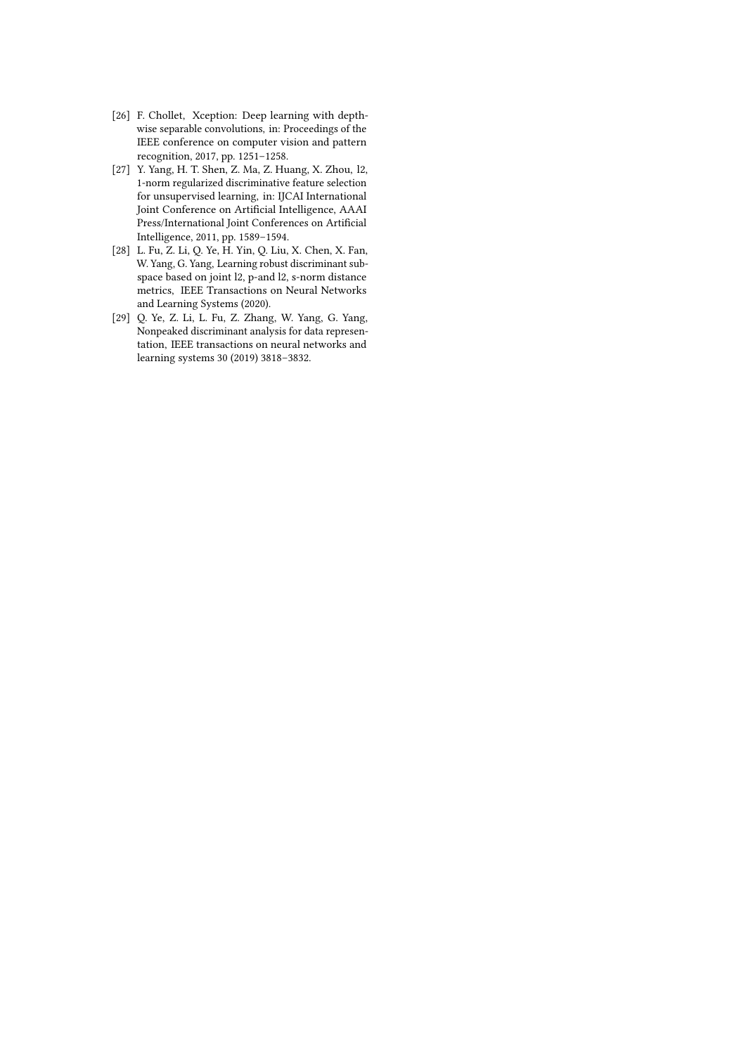[26] F. Chollet, Xception: Deep learning with depthwise separable convolutions, in: Proceedings of the IEEE conference on computer vision and pattern recognition, 2017, pp. 1251–1258.

[27] Y. Yang, H. T. Shen, Z. Ma, Z. Huang, X. Zhou, l2, 1-norm regularized discriminative feature selection for unsupervised learning, in: IJCAI International Joint Conference on Artificial Intelligence, AAAI Press/International Joint Conferences on Artificial Intelligence, 2011, pp. 1589–1594.

[28] L. Fu, Z. Li, Q. Ye, H. Yin, Q. Liu, X. Chen, X. Fan, W. Yang, G. Yang, Learning robust discriminant subspace based on joint l2, p-and l2, s-norm distance metrics, IEEE Transactions on Neural Networks and Learning Systems (2020).

[29] Q. Ye, Z. Li, L. Fu, Z. Zhang, W. Yang, G. Yang, Nonpeaked discriminant analysis for data representation, IEEE transactions on neural networks and learning systems 30 (2019) 3818–3832.